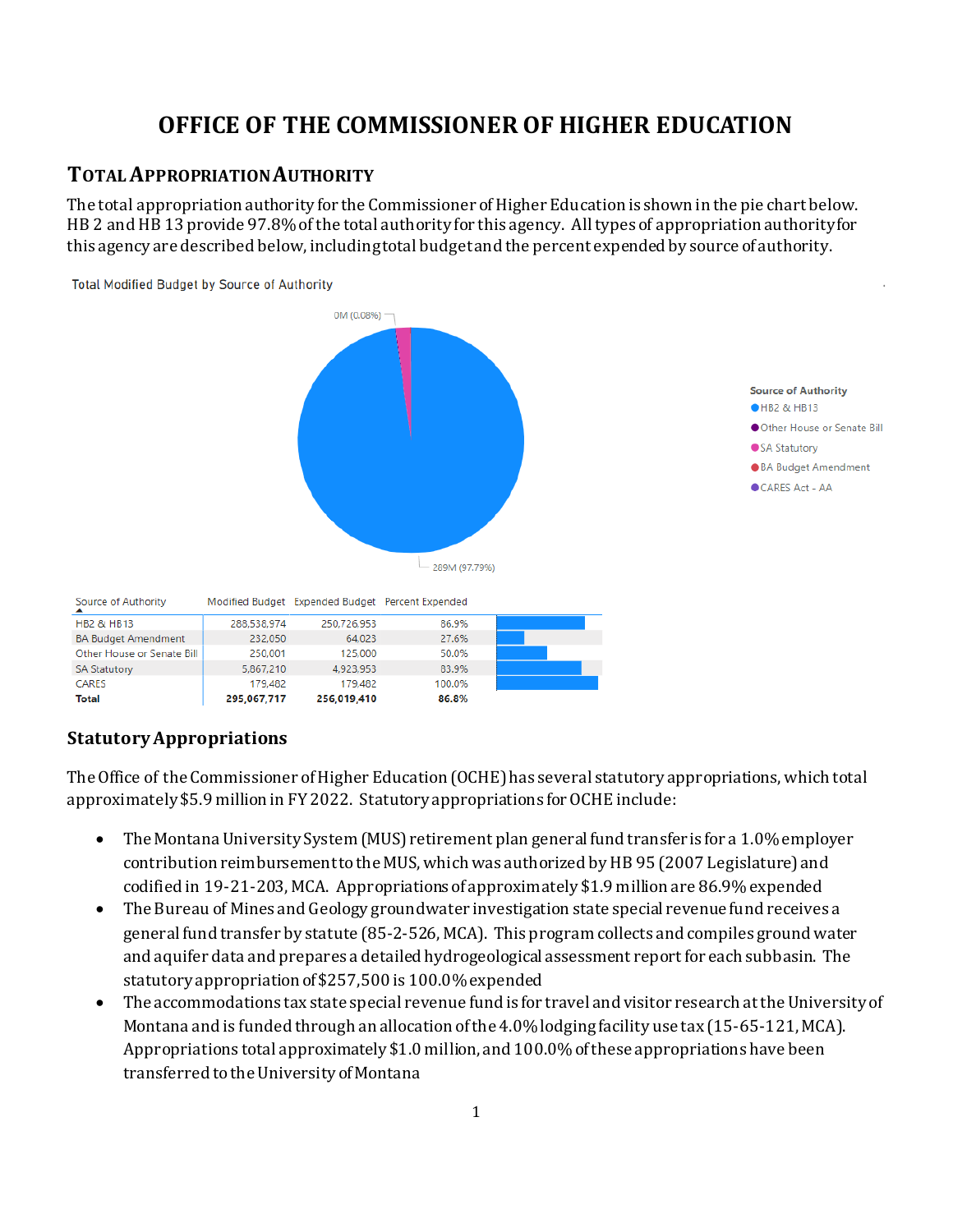# OFFICE OF THE COMMISSIONER OF HIGHER EDUCATION

## TOTAL APPROPRIATION AUTHORITY

The total appropriation authority for the Commissioner of Higher Education is shown in the pie chart below. HB 2 and HB 13 provide 97.8% of the total authority for this agency. All types of appropriation authority for this agency are described below, including total budget and the percent expended by source of authority.

Total Modified Budget by Source of Authority

0M (0.08%)

289M (97.79%)

Source of Authority
- HB2 & HB13
- Other House or Senate Bill
- SA Statutory
- BA Budget Amendment
- CARES Act - AA

| Source of Authority | Modified Budget | Expended Budget | Percent Expended |
|---|---|---|---|
| HB2 & HB13 | 288,538,974 | 250,726,953 | 86.9% |
| BA Budget Amendment | 232,050 | 64,023 | 27.6% |
| Other House or Senate Bill | 250,001 | 125,000 | 50.0% |
| SA Statutory | 5,867,210 | 4,923,953 | 83.9% |
| CARES | 179,482 | 179,482 | 100.0% |
| **Total** | **295,067,717** | **256,019,410** | **86.8%** |

### Statutory Appropriations

The Office of the Commissioner of Higher Education (OCHE) has several statutory appropriations, which total approximately $5.9 million in FY 2022. Statutory appropriations for OCHE include:

- The Montana University System (MUS) retirement plan general fund transfer is for a 1.0% employer contribution reimbursement to the MUS, which was authorized by HB 95 (2007 Legislature) and codified in 19-21-203, MCA. Appropriations of approximately $1.9 million are 86.9% expended
- The Bureau of Mines and Geology groundwater investigation state special revenue fund receives a general fund transfer by statute (85-2-526, MCA). This program collects and compiles ground water and aquifer data and prepares a detailed hydrogeological assessment report for each subbasin. The statutory appropriation of $257,500 is 100.0% expended
- The accommodations tax state special revenue fund is for travel and visitor research at the University of Montana and is funded through an allocation of the 4.0% lodging facility use tax (15-65-121, MCA). Appropriations total approximately $1.0 million, and 100.0% of these appropriations have been transferred to the University of Montana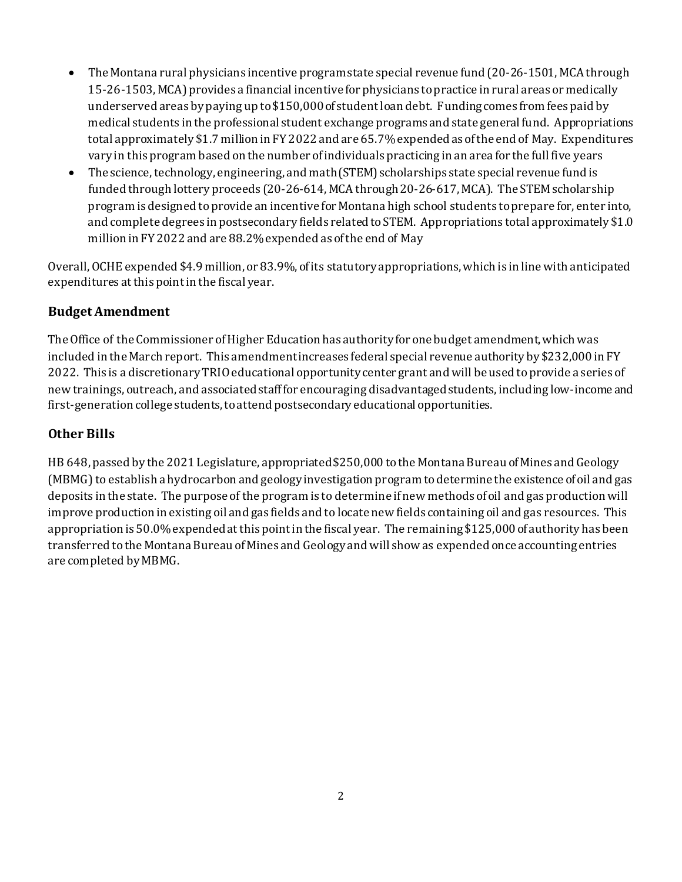- The Montana rural physicians incentive program state special revenue fund (20-26-1501, MCA through 15-26-1503, MCA) provides a financial incentive for physicians to practice in rural areas or medically underserved areas by paying up to $150,000 of student loan debt. Funding comes from fees paid by medical students in the professional student exchange programs and state general fund. Appropriations total approximately $1.7 million in FY 2022 and are 65.7% expended as of the end of May. Expenditures vary in this program based on the number of individuals practicing in an area for the full five years
- The science, technology, engineering, and math (STEM) scholarships state special revenue fund is funded through lottery proceeds (20-26-614, MCA through 20-26-617, MCA). The STEM scholarship program is designed to provide an incentive for Montana high school students to prepare for, enter into, and complete degrees in postsecondary fields related to STEM. Appropriations total approximately $1.0 million in FY 2022 and are 88.2% expended as of the end of May

Overall, OCHE expended $4.9 million, or 83.9%, of its statutory appropriations, which is in line with anticipated expenditures at this point in the fiscal year.

### Budget Amendment

The Office of the Commissioner of Higher Education has authority for one budget amendment, which was included in the March report. This amendment increases federal special revenue authority by $232,000 in FY 2022. This is a discretionary TRIO educational opportunity center grant and will be used to provide a series of new trainings, outreach, and associated staff for encouraging disadvantaged students, including low-income and first-generation college students, to attend postsecondary educational opportunities.

### Other Bills

HB 648, passed by the 2021 Legislature, appropriated $250,000 to the Montana Bureau of Mines and Geology (MBMG) to establish a hydrocarbon and geology investigation program to determine the existence of oil and gas deposits in the state. The purpose of the program is to determine if new methods of oil and gas production will improve production in existing oil and gas fields and to locate new fields containing oil and gas resources. This appropriation is 50.0% expended at this point in the fiscal year. The remaining $125,000 of authority has been transferred to the Montana Bureau of Mines and Geology and will show as expended once accounting entries are completed by MBMG.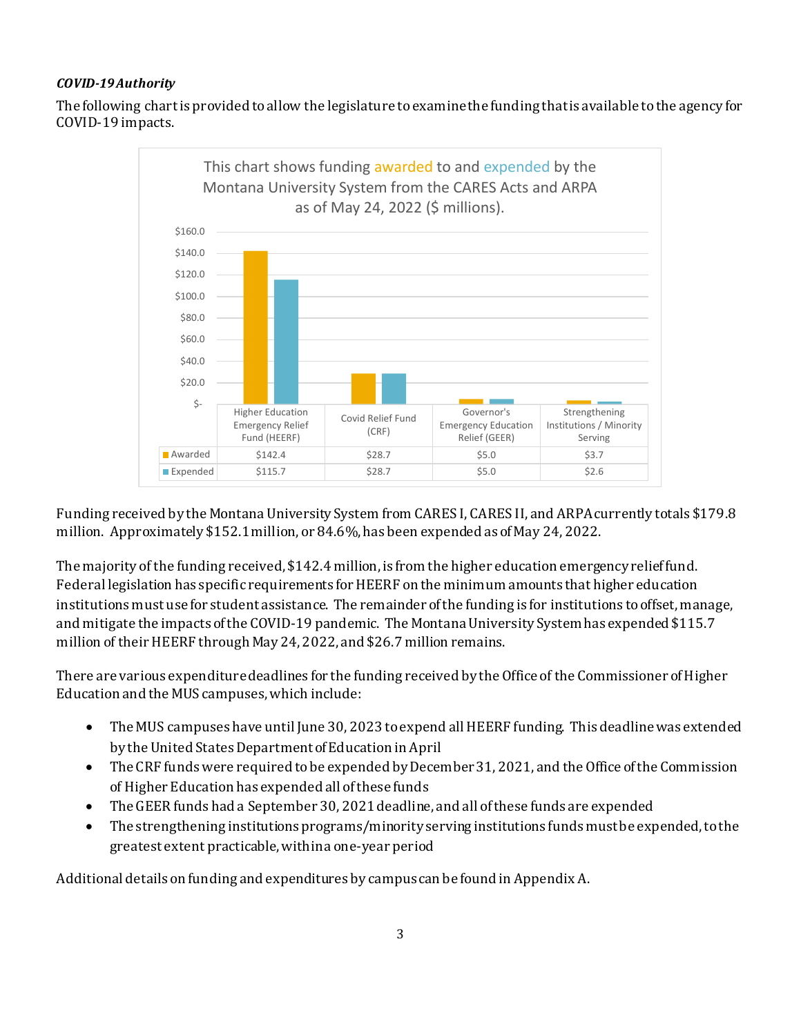***COVID-19 Authority***

The following chart is provided to allow the legislature to examine the funding that is available to the agency for COVID-19 impacts.

This chart shows funding awarded to and expended by the Montana University System from the CARES Acts and ARPA as of May 24, 2022 ($ millions).

| | Higher Education Emergency Relief Fund (HEERF) | Covid Relief Fund (CRF) | Governor's Emergency Education Relief (GEER) | Strengthening Institutions / Minority Serving |
|---|---|---|---|---|
| Awarded | $142.4 | $28.7 | $5.0 | $3.7 |
| Expended | $115.7 | $28.7 | $5.0 | $2.6 |

Funding received by the Montana University System from CARES I, CARES II, and ARPA currently totals $179.8 million. Approximately $152.1 million, or 84.6%, has been expended as of May 24, 2022.

The majority of the funding received, $142.4 million, is from the higher education emergency relief fund. Federal legislation has specific requirements for HEERF on the minimum amounts that higher education institutions must use for student assistance. The remainder of the funding is for institutions to offset, manage, and mitigate the impacts of the COVID-19 pandemic. The Montana University System has expended $115.7 million of their HEERF through May 24, 2022, and $26.7 million remains.

There are various expenditure deadlines for the funding received by the Office of the Commissioner of Higher Education and the MUS campuses, which include:

- The MUS campuses have until June 30, 2023 to expend all HEERF funding. This deadline was extended by the United States Department of Education in April
- The CRF funds were required to be expended by December 31, 2021, and the Office of the Commission of Higher Education has expended all of these funds
- The GEER funds had a September 30, 2021 deadline, and all of these funds are expended
- The strengthening institutions programs/minority serving institutions funds must be expended, to the greatest extent practicable, within a one-year period

Additional details on funding and expenditures by campus can be found in Appendix A.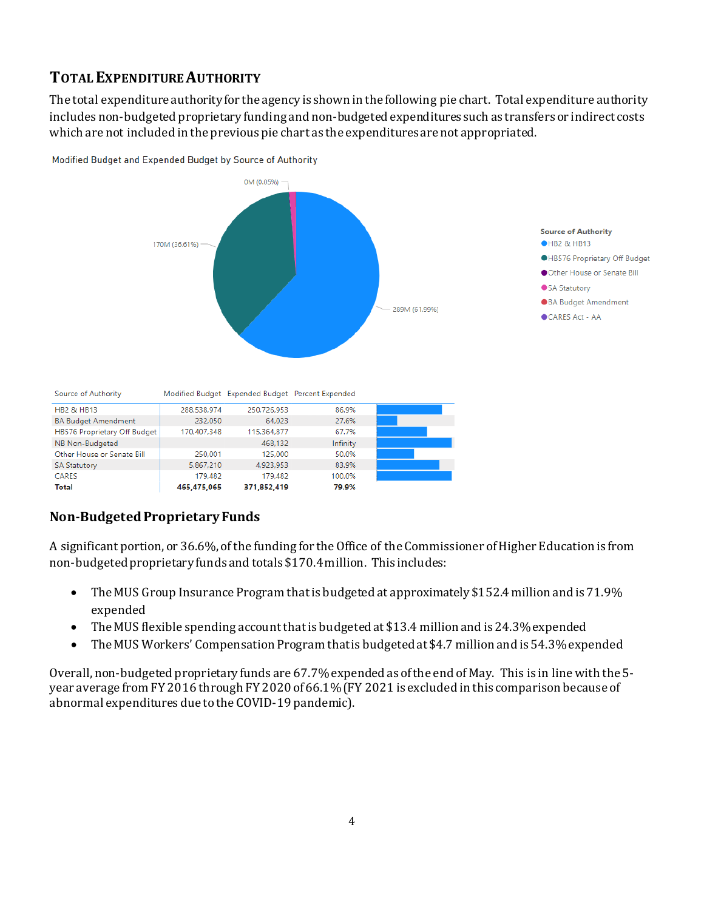## TOTAL EXPENDITURE AUTHORITY

The total expenditure authority for the agency is shown in the following pie chart. Total expenditure authority includes non-budgeted proprietary funding and non-budgeted expenditures such as transfers or indirect costs which are not included in the previous pie chart as the expenditures are not appropriated.

Modified Budget and Expended Budget by Source of Authority

| Source of Authority | Modified Budget | Expended Budget | Percent Expended |
|---|---|---|---|
| HB2 & HB13 | 288,538,974 | 250,726,953 | 86.9% |
| BA Budget Amendment | 232,050 | 64,023 | 27.6% |
| HB576 Proprietary Off Budget | 170,407,348 | 115,364,877 | 67.7% |
| NB Non-Budgeted | | 468,132 | Infinity |
| Other House or Senate Bill | 250,001 | 125,000 | 50.0% |
| SA Statutory | 5,867,210 | 4,923,953 | 83.9% |
| CARES | 179,482 | 179,482 | 100.0% |
| **Total** | **465,475,065** | **371,852,419** | **79.9%** |

### Non-Budgeted Proprietary Funds

A significant portion, or 36.6%, of the funding for the Office of the Commissioner of Higher Education is from non-budgeted proprietary funds and totals $170.4 million. This includes:

- The MUS Group Insurance Program that is budgeted at approximately $152.4 million and is 71.9% expended
- The MUS flexible spending account that is budgeted at $13.4 million and is 24.3% expended
- The MUS Workers' Compensation Program that is budgeted at $4.7 million and is 54.3% expended

Overall, non-budgeted proprietary funds are 67.7% expended as of the end of May. This is in line with the 5-year average from FY 2016 through FY 2020 of 66.1% (FY 2021 is excluded in this comparison because of abnormal expenditures due to the COVID-19 pandemic).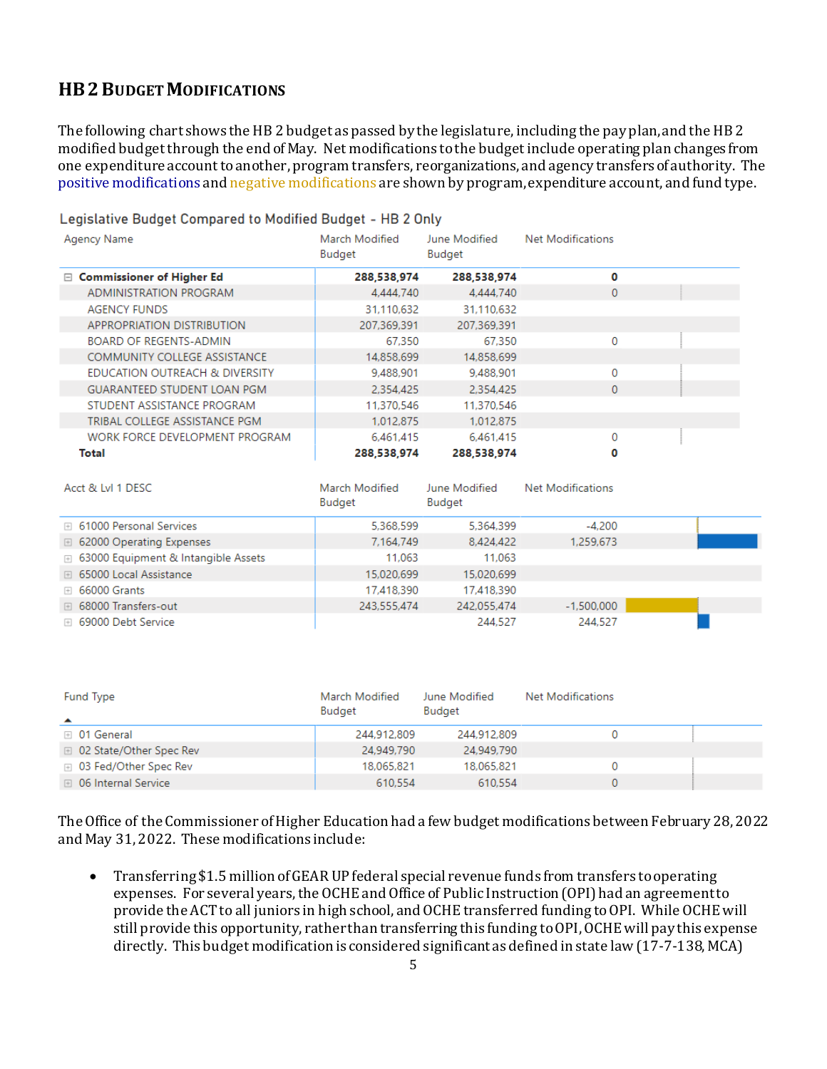## HB 2 Budget Modifications

The following chart shows the HB 2 budget as passed by the legislature, including the pay plan, and the HB 2 modified budget through the end of May. Net modifications to the budget include operating plan changes from one expenditure account to another, program transfers, reorganizations, and agency transfers of authority. The positive modifications and negative modifications are shown by program, expenditure account, and fund type.

Legislative Budget Compared to Modified Budget - HB 2 Only

| Agency Name | March Modified Budget | June Modified Budget | Net Modifications |
|---|---|---|---|
| **Commissioner of Higher Ed** | **288,538,974** | **288,538,974** | **0** |
| ADMINISTRATION PROGRAM | 4,444,740 | 4,444,740 | 0 |
| AGENCY FUNDS | 31,110,632 | 31,110,632 | |
| APPROPRIATION DISTRIBUTION | 207,369,391 | 207,369,391 | |
| BOARD OF REGENTS-ADMIN | 67,350 | 67,350 | 0 |
| COMMUNITY COLLEGE ASSISTANCE | 14,858,699 | 14,858,699 | |
| EDUCATION OUTREACH & DIVERSITY | 9,488,901 | 9,488,901 | 0 |
| GUARANTEED STUDENT LOAN PGM | 2,354,425 | 2,354,425 | 0 |
| STUDENT ASSISTANCE PROGRAM | 11,370,546 | 11,370,546 | |
| TRIBAL COLLEGE ASSISTANCE PGM | 1,012,875 | 1,012,875 | |
| WORK FORCE DEVELOPMENT PROGRAM | 6,461,415 | 6,461,415 | 0 |
| **Total** | **288,538,974** | **288,538,974** | **0** |

| Acct & Lvl 1 DESC | March Modified Budget | June Modified Budget | Net Modifications |
|---|---|---|---|
| 61000 Personal Services | 5,368,599 | 5,364,399 | -4,200 |
| 62000 Operating Expenses | 7,164,749 | 8,424,422 | 1,259,673 |
| 63000 Equipment & Intangible Assets | 11,063 | 11,063 | |
| 65000 Local Assistance | 15,020,699 | 15,020,699 | |
| 66000 Grants | 17,418,390 | 17,418,390 | |
| 68000 Transfers-out | 243,555,474 | 242,055,474 | -1,500,000 |
| 69000 Debt Service | | 244,527 | 244,527 |

| Fund Type | March Modified Budget | June Modified Budget | Net Modifications |
|---|---|---|---|
| 01 General | 244,912,809 | 244,912,809 | 0 |
| 02 State/Other Spec Rev | 24,949,790 | 24,949,790 | |
| 03 Fed/Other Spec Rev | 18,065,821 | 18,065,821 | 0 |
| 06 Internal Service | 610,554 | 610,554 | 0 |

The Office of the Commissioner of Higher Education had a few budget modifications between February 28, 2022 and May 31, 2022. These modifications include:

- Transferring $1.5 million of GEAR UP federal special revenue funds from transfers to operating expenses. For several years, the OCHE and Office of Public Instruction (OPI) had an agreement to provide the ACT to all juniors in high school, and OCHE transferred funding to OPI. While OCHE will still provide this opportunity, rather than transferring this funding to OPI, OCHE will pay this expense directly. This budget modification is considered significant as defined in state law (17-7-138, MCA)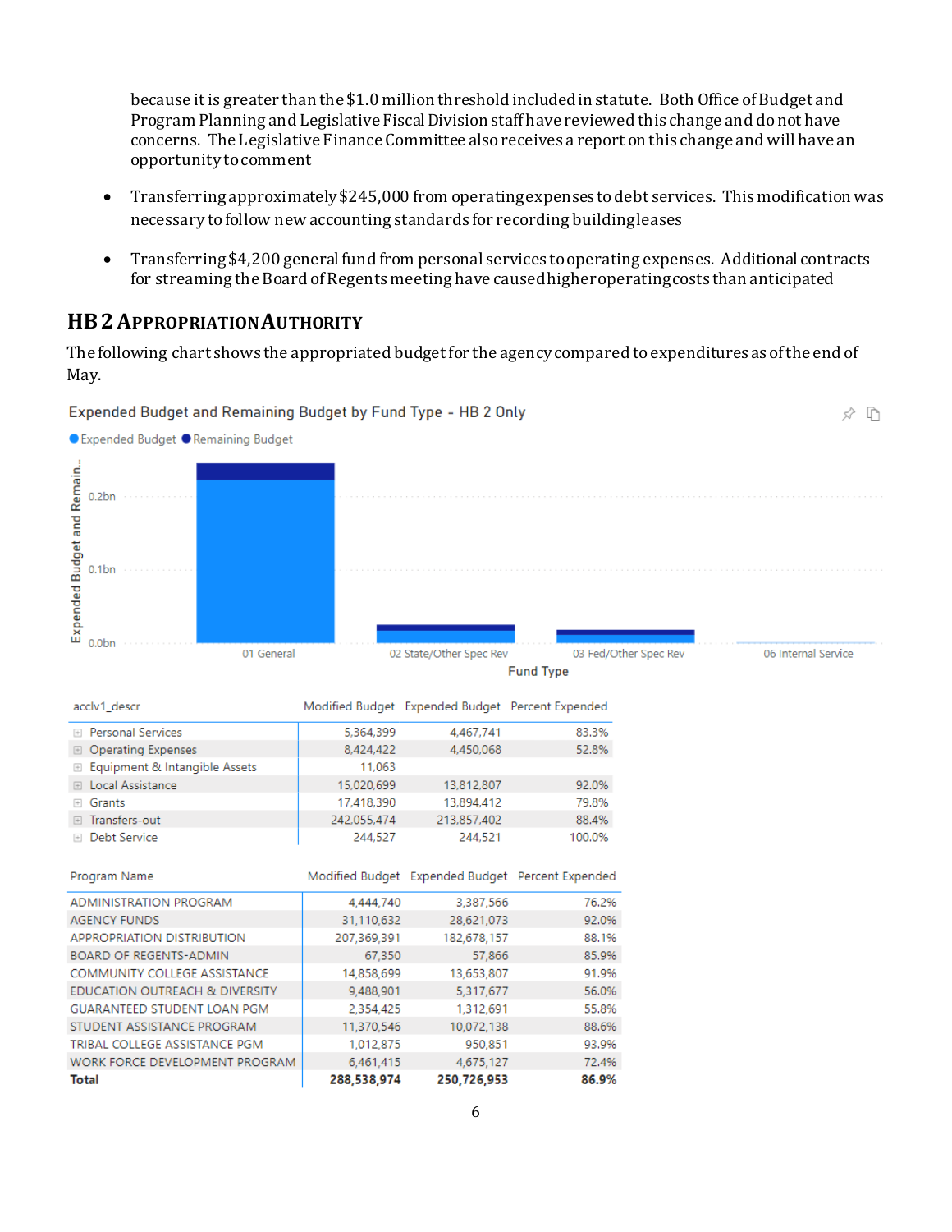because it is greater than the $1.0 million threshold included in statute. Both Office of Budget and Program Planning and Legislative Fiscal Division staff have reviewed this change and do not have concerns. The Legislative Finance Committee also receives a report on this change and will have an opportunity to comment

- Transferring approximately $245,000 from operating expenses to debt services. This modification was necessary to follow new accounting standards for recording building leases
- Transferring $4,200 general fund from personal services to operating expenses. Additional contracts for streaming the Board of Regents meeting have caused higher operating costs than anticipated

## HB 2 Appropriation Authority

The following chart shows the appropriated budget for the agency compared to expenditures as of the end of May.

Expended Budget and Remaining Budget by Fund Type - HB 2 Only

| acclv1_descr | Modified Budget | Expended Budget | Percent Expended |
|---|---|---|---|
| Personal Services | 5,364,399 | 4,467,741 | 83.3% |
| Operating Expenses | 8,424,422 | 4,450,068 | 52.8% |
| Equipment & Intangible Assets | 11,063 | | |
| Local Assistance | 15,020,699 | 13,812,807 | 92.0% |
| Grants | 17,418,390 | 13,894,412 | 79.8% |
| Transfers-out | 242,055,474 | 213,857,402 | 88.4% |
| Debt Service | 244,527 | 244,521 | 100.0% |

| Program Name | Modified Budget | Expended Budget | Percent Expended |
|---|---|---|---|
| ADMINISTRATION PROGRAM | 4,444,740 | 3,387,566 | 76.2% |
| AGENCY FUNDS | 31,110,632 | 28,621,073 | 92.0% |
| APPROPRIATION DISTRIBUTION | 207,369,391 | 182,678,157 | 88.1% |
| BOARD OF REGENTS-ADMIN | 67,350 | 57,866 | 85.9% |
| COMMUNITY COLLEGE ASSISTANCE | 14,858,699 | 13,653,807 | 91.9% |
| EDUCATION OUTREACH & DIVERSITY | 9,488,901 | 5,317,677 | 56.0% |
| GUARANTEED STUDENT LOAN PGM | 2,354,425 | 1,312,691 | 55.8% |
| STUDENT ASSISTANCE PROGRAM | 11,370,546 | 10,072,138 | 88.6% |
| TRIBAL COLLEGE ASSISTANCE PGM | 1,012,875 | 950,851 | 93.9% |
| WORK FORCE DEVELOPMENT PROGRAM | 6,461,415 | 4,675,127 | 72.4% |
| **Total** | **288,538,974** | **250,726,953** | **86.9%** |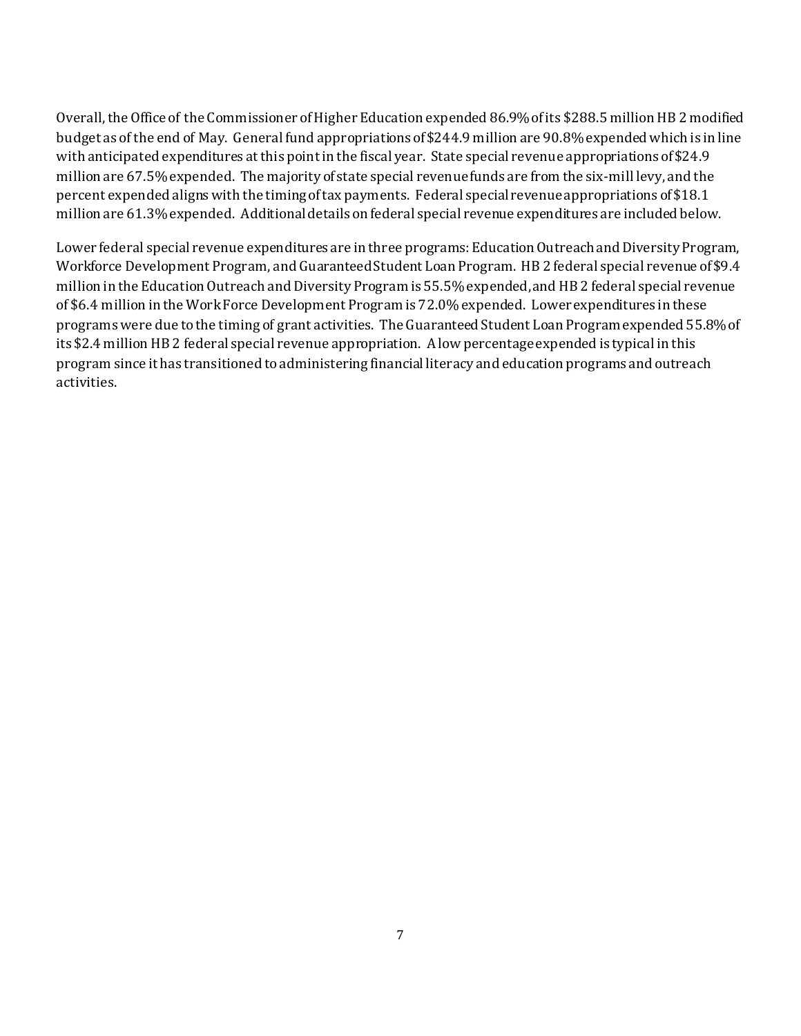Overall, the Office of the Commissioner of Higher Education expended 86.9% of its $288.5 million HB 2 modified budget as of the end of May. General fund appropriations of $244.9 million are 90.8% expended which is in line with anticipated expenditures at this point in the fiscal year. State special revenue appropriations of $24.9 million are 67.5% expended. The majority of state special revenue funds are from the six-mill levy, and the percent expended aligns with the timing of tax payments. Federal special revenue appropriations of $18.1 million are 61.3% expended. Additional details on federal special revenue expenditures are included below.

Lower federal special revenue expenditures are in three programs: Education Outreach and Diversity Program, Workforce Development Program, and Guaranteed Student Loan Program. HB 2 federal special revenue of $9.4 million in the Education Outreach and Diversity Program is 55.5% expended, and HB 2 federal special revenue of $6.4 million in the WorkForce Development Program is 72.0% expended. Lower expenditures in these programs were due to the timing of grant activities. The Guaranteed Student Loan Program expended 55.8% of its $2.4 million HB 2 federal special revenue appropriation. A low percentage expended is typical in this program since it has transitioned to administering financial literacy and education programs and outreach activities.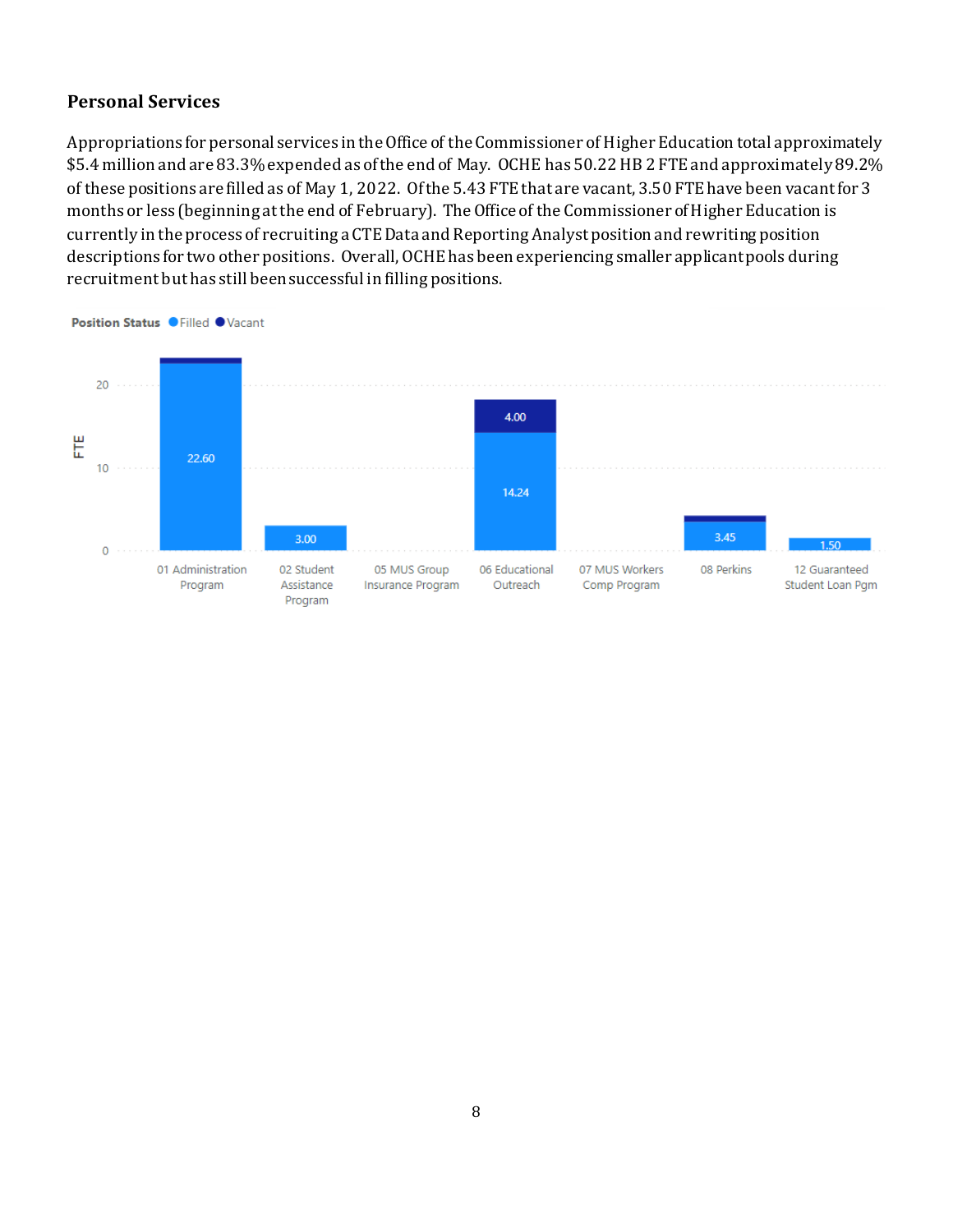## Personal Services

Appropriations for personal services in the Office of the Commissioner of Higher Education total approximately $5.4 million and are 83.3% expended as of the end of May. OCHE has 50.22 HB 2 FTE and approximately 89.2% of these positions are filled as of May 1, 2022. Of the 5.43 FTE that are vacant, 3.50 FTE have been vacant for 3 months or less (beginning at the end of February). The Office of the Commissioner of Higher Education is currently in the process of recruiting a CTE Data and Reporting Analyst position and rewriting position descriptions for two other positions. Overall, OCHE has been experiencing smaller applicant pools during recruitment but has still been successful in filling positions.

Position Status: Filled, Vacant

| Program | Filled (FTE) | Vacant (FTE) |
|---|---|---|
| 01 Administration Program | 22.60 | |
| 02 Student Assistance Program | 3.00 | |
| 05 MUS Group Insurance Program | | |
| 06 Educational Outreach | 14.24 | 4.00 |
| 07 MUS Workers Comp Program | | |
| 08 Perkins | 3.45 | |
| 12 Guaranteed Student Loan Pgm | 1.50 | |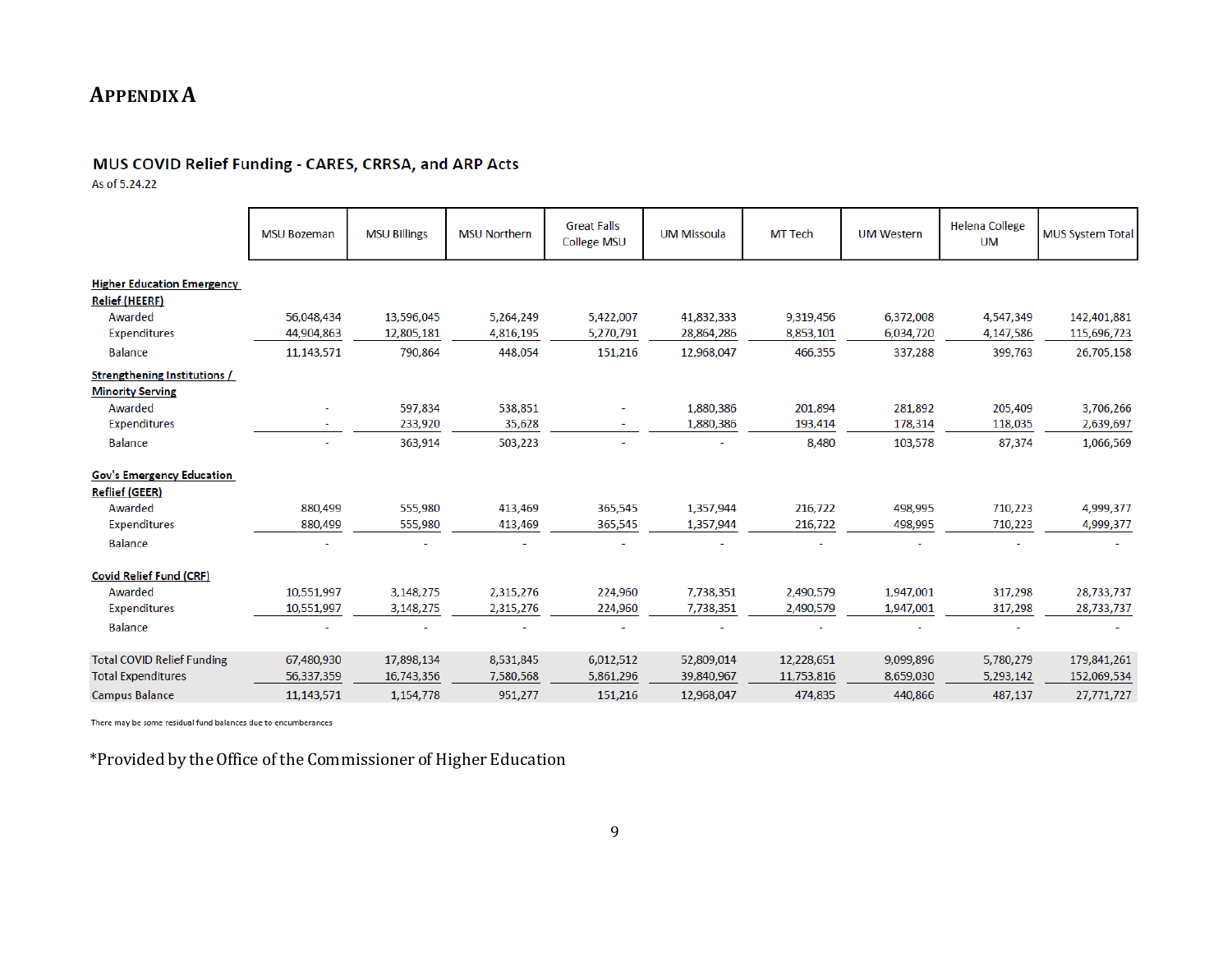# APPENDIX A

## MUS COVID Relief Funding - CARES, CRRSA, and ARP Acts

As of 5.24.22

| | MSU Bozeman | MSU Billings | MSU Northern | Great Falls College MSU | UM Missoula | MT Tech | UM Western | Helena College UM | MUS System Total |
|---|---|---|---|---|---|---|---|---|---|
| **Higher Education Emergency Relief (HEERF)** | | | | | | | | | |
| Awarded | 56,048,434 | 13,596,045 | 5,264,249 | 5,422,007 | 41,832,333 | 9,319,456 | 6,372,008 | 4,547,349 | 142,401,881 |
| Expenditures | 44,904,863 | 12,805,181 | 4,816,195 | 5,270,791 | 28,864,286 | 8,853,101 | 6,034,720 | 4,147,586 | 115,696,723 |
| Balance | 11,143,571 | 790,864 | 448,054 | 151,216 | 12,968,047 | 466,355 | 337,288 | 399,763 | 26,705,158 |
| **Strengthening Institutions / Minority Serving** | | | | | | | | | |
| Awarded | - | 597,834 | 538,851 | - | 1,880,386 | 201,894 | 281,892 | 205,409 | 3,706,266 |
| Expenditures | - | 233,920 | 35,628 | - | 1,880,386 | 193,414 | 178,314 | 118,035 | 2,639,697 |
| Balance | - | 363,914 | 503,223 | - | - | 8,480 | 103,578 | 87,374 | 1,066,569 |
| **Gov's Emergency Education Refief (GEER)** | | | | | | | | | |
| Awarded | 880,499 | 555,980 | 413,469 | 365,545 | 1,357,944 | 216,722 | 498,995 | 710,223 | 4,999,377 |
| Expenditures | 880,499 | 555,980 | 413,469 | 365,545 | 1,357,944 | 216,722 | 498,995 | 710,223 | 4,999,377 |
| Balance | - | - | - | - | - | - | - | - | - |
| **Covid Relief Fund (CRF)** | | | | | | | | | |
| Awarded | 10,551,997 | 3,148,275 | 2,315,276 | 224,960 | 7,738,351 | 2,490,579 | 1,947,001 | 317,298 | 28,733,737 |
| Expenditures | 10,551,997 | 3,148,275 | 2,315,276 | 224,960 | 7,738,351 | 2,490,579 | 1,947,001 | 317,298 | 28,733,737 |
| Balance | - | - | - | - | - | - | - | - | - |
| Total COVID Relief Funding | 67,480,930 | 17,898,134 | 8,531,845 | 6,012,512 | 52,809,014 | 12,228,651 | 9,099,896 | 5,780,279 | 179,841,261 |
| Total Expenditures | 56,337,359 | 16,743,356 | 7,580,568 | 5,861,296 | 39,840,967 | 11,753,816 | 8,659,030 | 5,293,142 | 152,069,534 |
| Campus Balance | 11,143,571 | 1,154,778 | 951,277 | 151,216 | 12,968,047 | 474,835 | 440,866 | 487,137 | 27,771,727 |

There may be some residual fund balances due to encumberances

*Provided by the Office of the Commissioner of Higher Education